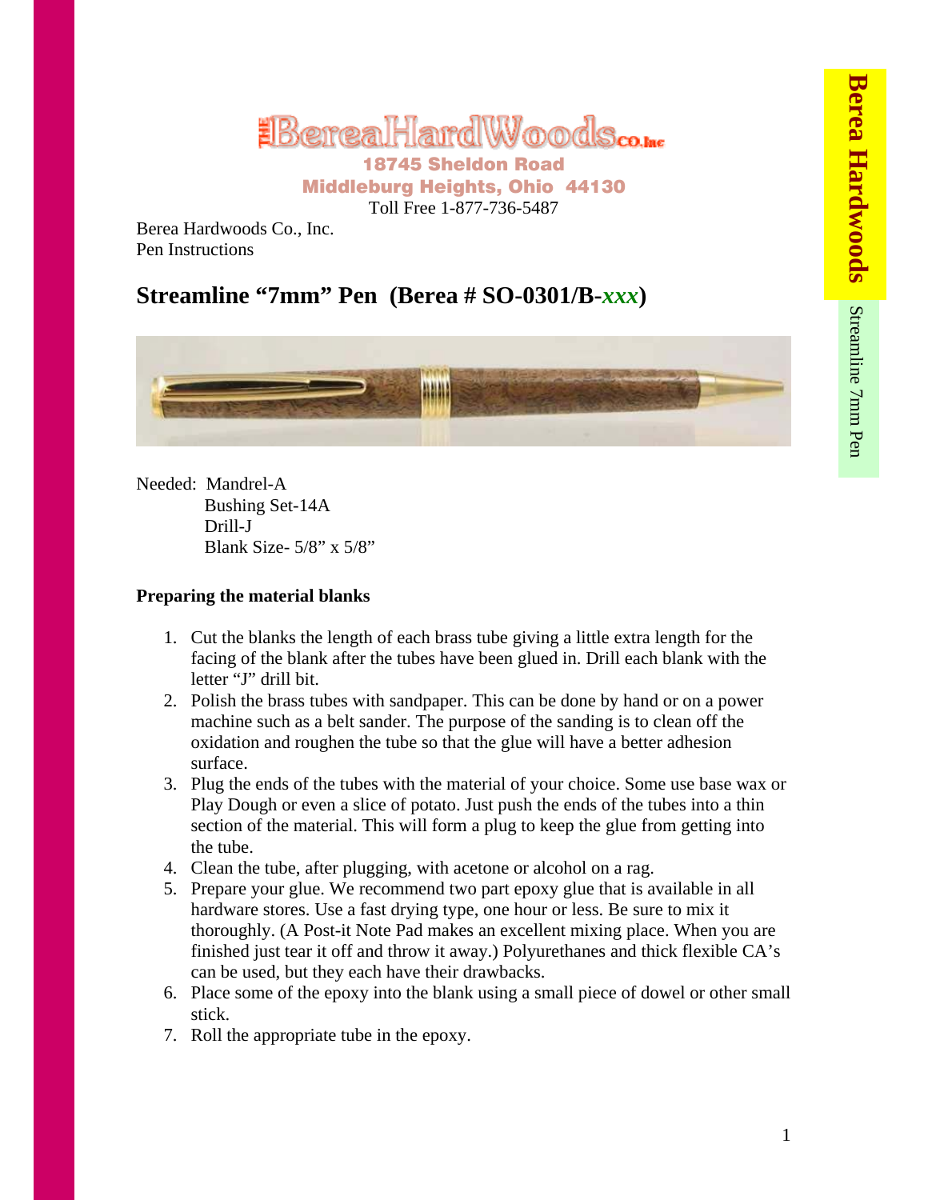# The Berea HardWoods Co. Inc

**18745 Sheldon Road**
**Middleburg Heights, Ohio 44130**
Toll Free 1-877-736-5487

Berea Hardwoods Co., Inc.
Pen Instructions

## Streamline "7mm" Pen (Berea # SO-0301/B-*xxx*)

Needed: Mandrel-A
Bushing Set-14A
Drill-J
Blank Size- 5/8" x 5/8"

### Preparing the material blanks

1. Cut the blanks the length of each brass tube giving a little extra length for the facing of the blank after the tubes have been glued in. Drill each blank with the letter "J" drill bit.
2. Polish the brass tubes with sandpaper. This can be done by hand or on a power machine such as a belt sander. The purpose of the sanding is to clean off the oxidation and roughen the tube so that the glue will have a better adhesion surface.
3. Plug the ends of the tubes with the material of your choice. Some use base wax or Play Dough or even a slice of potato. Just push the ends of the tubes into a thin section of the material. This will form a plug to keep the glue from getting into the tube.
4. Clean the tube, after plugging, with acetone or alcohol on a rag.
5. Prepare your glue. We recommend two part epoxy glue that is available in all hardware stores. Use a fast drying type, one hour or less. Be sure to mix it thoroughly. (A Post-it Note Pad makes an excellent mixing place. When you are finished just tear it off and throw it away.) Polyurethanes and thick flexible CA's can be used, but they each have their drawbacks.
6. Place some of the epoxy into the blank using a small piece of dowel or other small stick.
7. Roll the appropriate tube in the epoxy.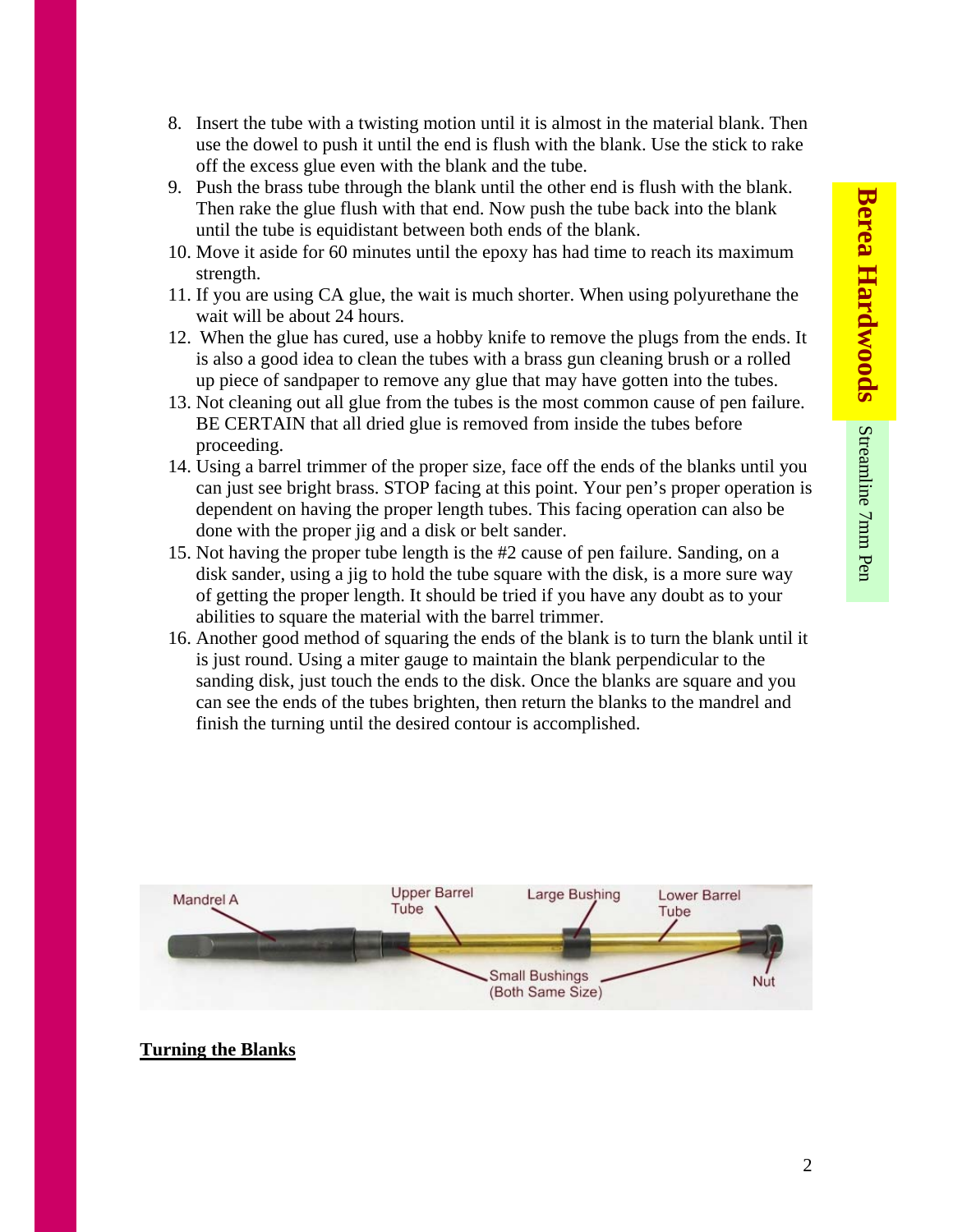8. Insert the tube with a twisting motion until it is almost in the material blank. Then use the dowel to push it until the end is flush with the blank. Use the stick to rake off the excess glue even with the blank and the tube.
9. Push the brass tube through the blank until the other end is flush with the blank. Then rake the glue flush with that end. Now push the tube back into the blank until the tube is equidistant between both ends of the blank.
10. Move it aside for 60 minutes until the epoxy has had time to reach its maximum strength.
11. If you are using CA glue, the wait is much shorter. When using polyurethane the wait will be about 24 hours.
12. When the glue has cured, use a hobby knife to remove the plugs from the ends. It is also a good idea to clean the tubes with a brass gun cleaning brush or a rolled up piece of sandpaper to remove any glue that may have gotten into the tubes.
13. Not cleaning out all glue from the tubes is the most common cause of pen failure. BE CERTAIN that all dried glue is removed from inside the tubes before proceeding.
14. Using a barrel trimmer of the proper size, face off the ends of the blanks until you can just see bright brass. STOP facing at this point. Your pen's proper operation is dependent on having the proper length tubes. This facing operation can also be done with the proper jig and a disk or belt sander.
15. Not having the proper tube length is the #2 cause of pen failure. Sanding, on a disk sander, using a jig to hold the tube square with the disk, is a more sure way of getting the proper length. It should be tried if you have any doubt as to your abilities to square the material with the barrel trimmer.
16. Another good method of squaring the ends of the blank is to turn the blank until it is just round. Using a miter gauge to maintain the blank perpendicular to the sanding disk, just touch the ends to the disk. Once the blanks are square and you can see the ends of the tubes brighten, then return the blanks to the mandrel and finish the turning until the desired contour is accomplished.

Mandrel A — Upper Barrel Tube — Large Bushing — Lower Barrel Tube — Small Bushings (Both Same Size) — Nut

**<u>Turning the Blanks</u>**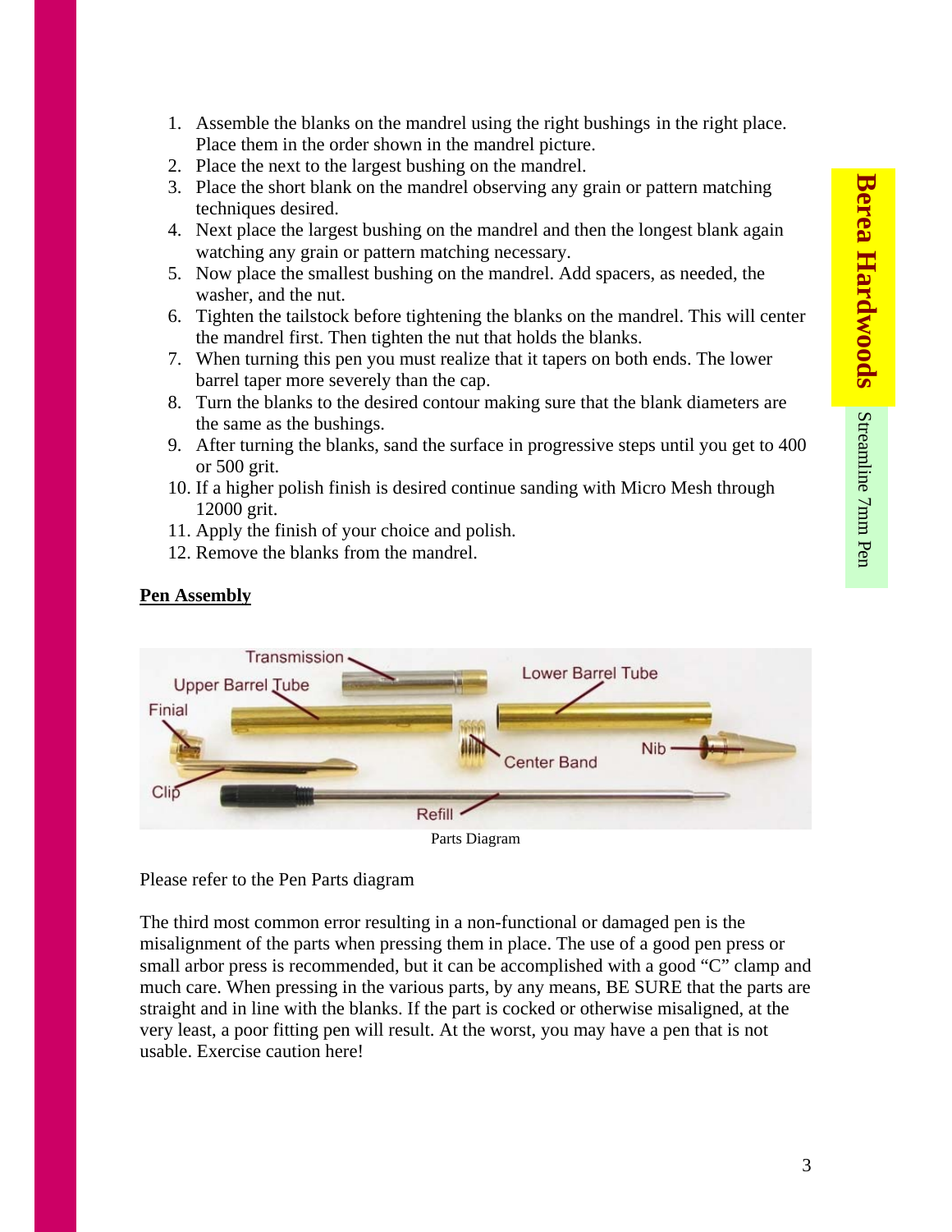1. Assemble the blanks on the mandrel using the right bushings in the right place. Place them in the order shown in the mandrel picture.
2. Place the next to the largest bushing on the mandrel.
3. Place the short blank on the mandrel observing any grain or pattern matching techniques desired.
4. Next place the largest bushing on the mandrel and then the longest blank again watching any grain or pattern matching necessary.
5. Now place the smallest bushing on the mandrel. Add spacers, as needed, the washer, and the nut.
6. Tighten the tailstock before tightening the blanks on the mandrel. This will center the mandrel first. Then tighten the nut that holds the blanks.
7. When turning this pen you must realize that it tapers on both ends. The lower barrel taper more severely than the cap.
8. Turn the blanks to the desired contour making sure that the blank diameters are the same as the bushings.
9. After turning the blanks, sand the surface in progressive steps until you get to 400 or 500 grit.
10. If a higher polish finish is desired continue sanding with Micro Mesh through 12000 grit.
11. Apply the finish of your choice and polish.
12. Remove the blanks from the mandrel.

**Pen Assembly**

Parts Diagram

Please refer to the Pen Parts diagram

The third most common error resulting in a non-functional or damaged pen is the misalignment of the parts when pressing them in place. The use of a good pen press or small arbor press is recommended, but it can be accomplished with a good "C" clamp and much care. When pressing in the various parts, by any means, BE SURE that the parts are straight and in line with the blanks. If the part is cocked or otherwise misaligned, at the very least, a poor fitting pen will result. At the worst, you may have a pen that is not usable. Exercise caution here!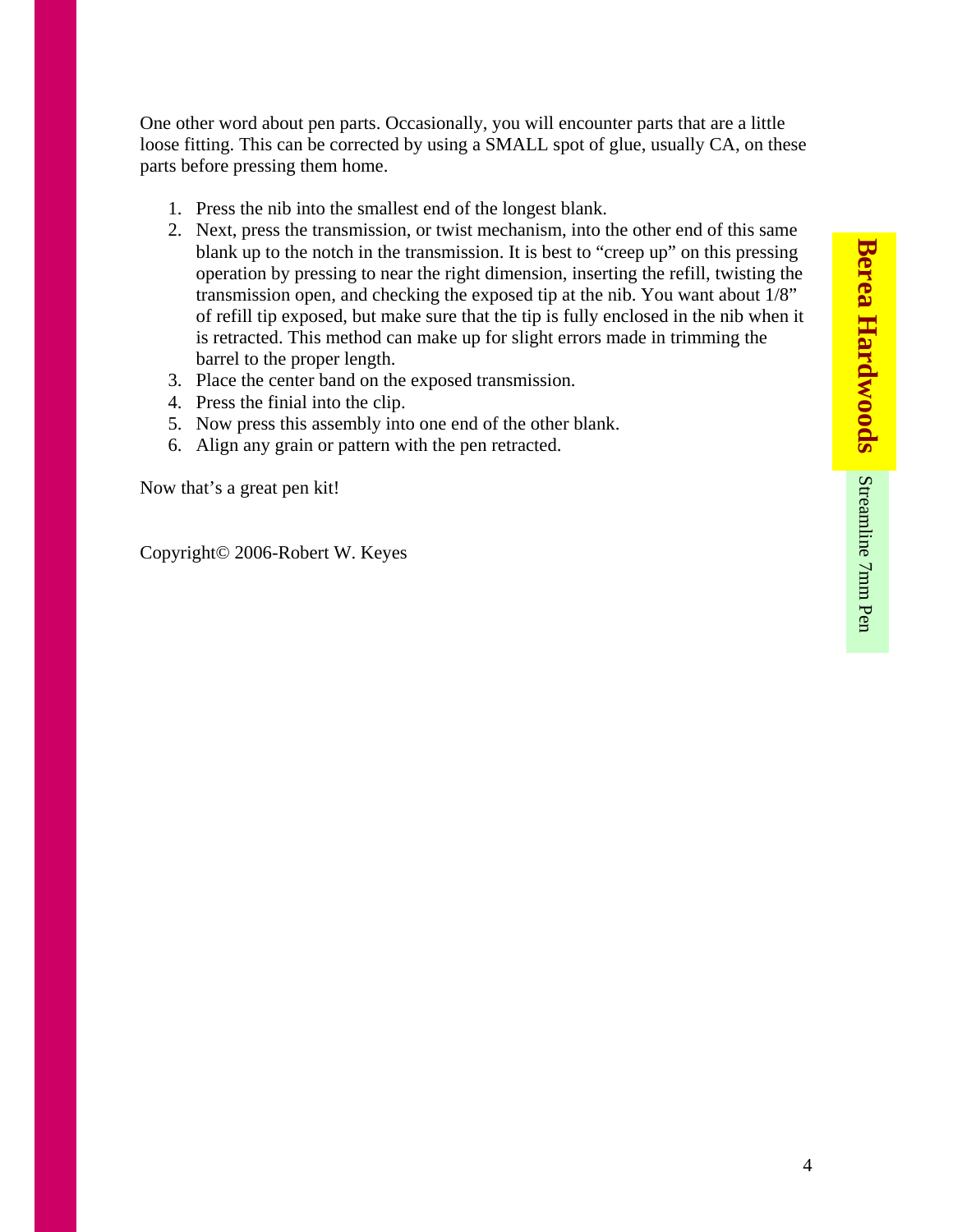One other word about pen parts. Occasionally, you will encounter parts that are a little loose fitting. This can be corrected by using a SMALL spot of glue, usually CA, on these parts before pressing them home.

1. Press the nib into the smallest end of the longest blank.
2. Next, press the transmission, or twist mechanism, into the other end of this same blank up to the notch in the transmission. It is best to “creep up” on this pressing operation by pressing to near the right dimension, inserting the refill, twisting the transmission open, and checking the exposed tip at the nib. You want about 1/8” of refill tip exposed, but make sure that the tip is fully enclosed in the nib when it is retracted. This method can make up for slight errors made in trimming the barrel to the proper length.
3. Place the center band on the exposed transmission.
4. Press the finial into the clip.
5. Now press this assembly into one end of the other blank.
6. Align any grain or pattern with the pen retracted.

Now that’s a great pen kit!

Copyright© 2006-Robert W. Keyes